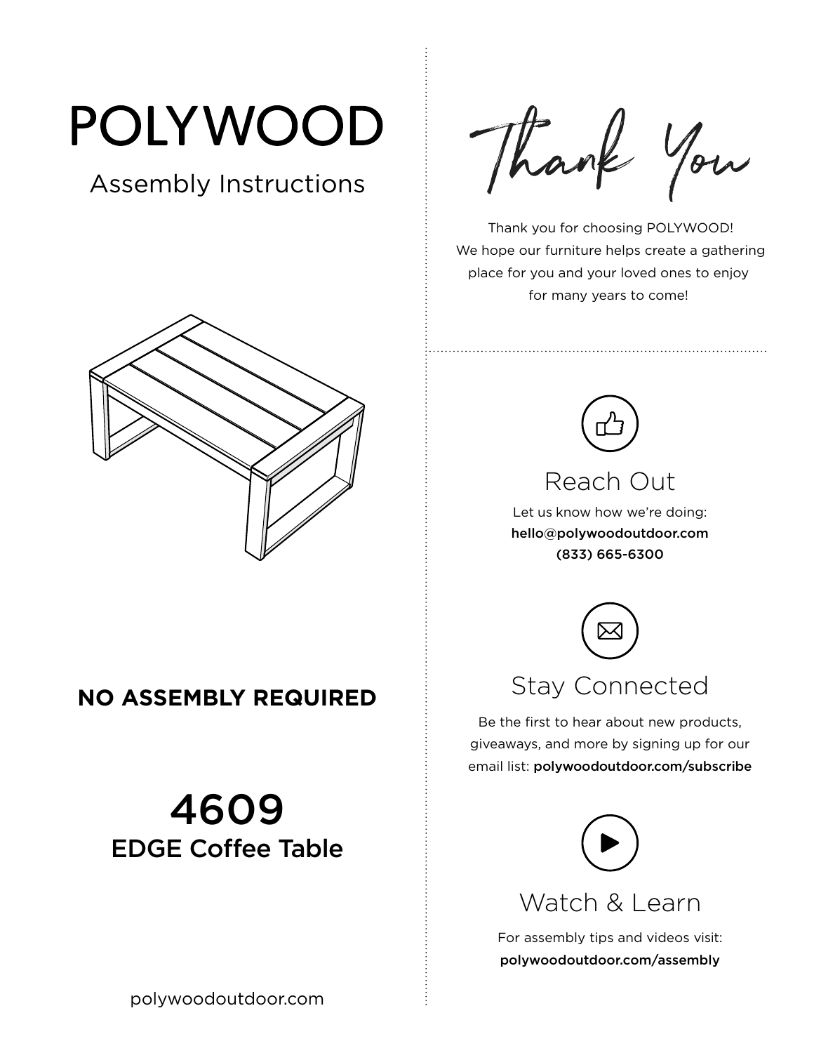# POLYWOOD

Assembly Instructions

**NO ASSEMBLY REQUIRED**

## 4609
## EDGE Coffee Table

polywoodoutdoor.com

## Thank You

Thank you for choosing POLYWOOD! We hope our furniture helps create a gathering place for you and your loved ones to enjoy for many years to come!

### Reach Out

Let us know how we're doing:
**hello@polywoodoutdoor.com**
**(833) 665-6300**

### Stay Connected

Be the first to hear about new products, giveaways, and more by signing up for our email list: **polywoodoutdoor.com/subscribe**

### Watch & Learn

For assembly tips and videos visit:
**polywoodoutdoor.com/assembly**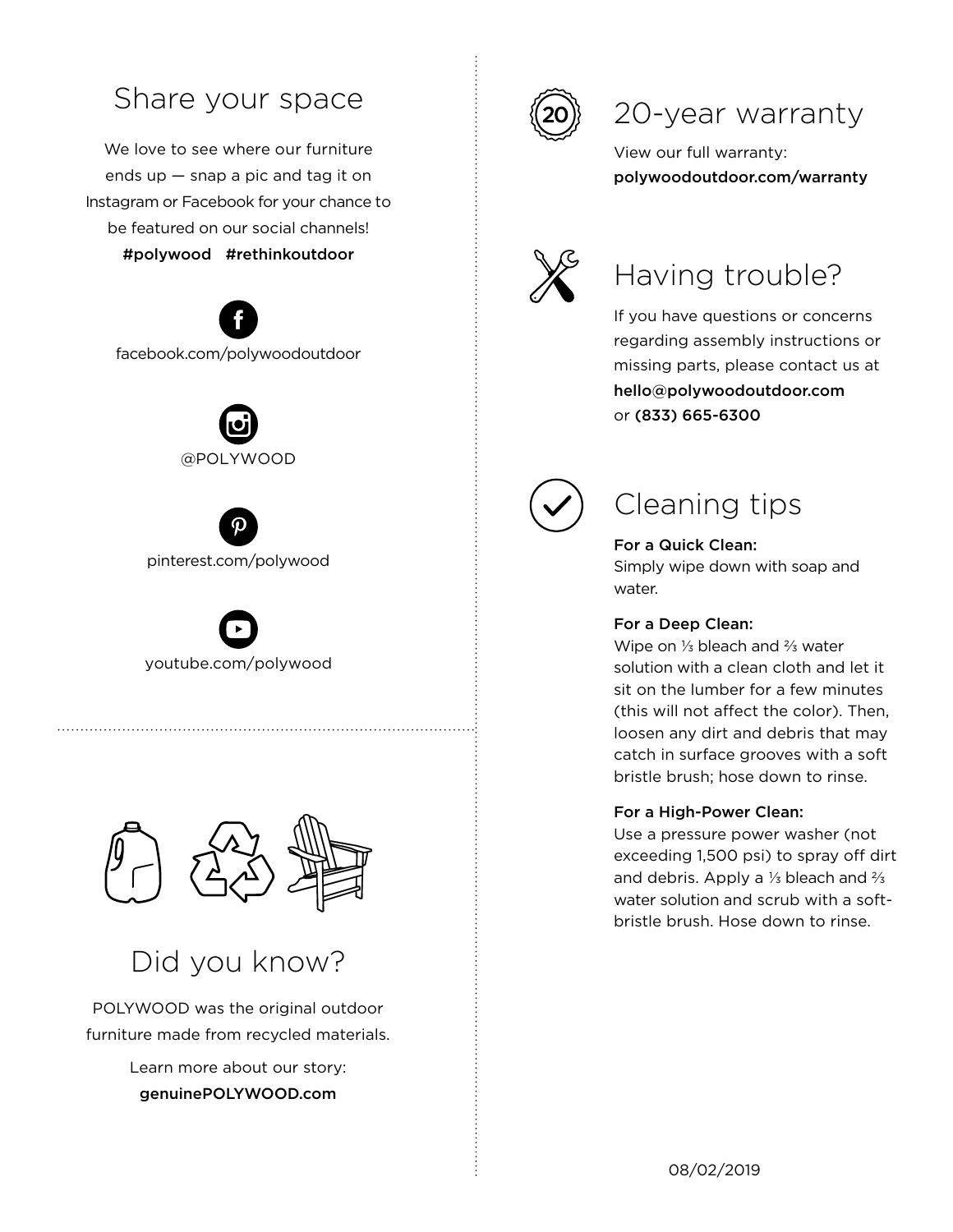## Share your space

We love to see where our furniture ends up — snap a pic and tag it on Instagram or Facebook for your chance to be featured on our social channels!

**#polywood #rethinkoutdoor**

facebook.com/polywoodoutdoor

@POLYWOOD

pinterest.com/polywood

youtube.com/polywood

## Did you know?

POLYWOOD was the original outdoor furniture made from recycled materials.

Learn more about our story:
**genuinePOLYWOOD.com**

## 20-year warranty

View our full warranty:
**polywoodoutdoor.com/warranty**

## Having trouble?

If you have questions or concerns regarding assembly instructions or missing parts, please contact us at **hello@polywoodoutdoor.com** or **(833) 665-6300**

## Cleaning tips

**For a Quick Clean:**
Simply wipe down with soap and water.

**For a Deep Clean:**
Wipe on ⅓ bleach and ⅔ water solution with a clean cloth and let it sit on the lumber for a few minutes (this will not affect the color). Then, loosen any dirt and debris that may catch in surface grooves with a soft bristle brush; hose down to rinse.

**For a High-Power Clean:**
Use a pressure power washer (not exceeding 1,500 psi) to spray off dirt and debris. Apply a ⅓ bleach and ⅔ water solution and scrub with a soft-bristle brush. Hose down to rinse.

08/02/2019